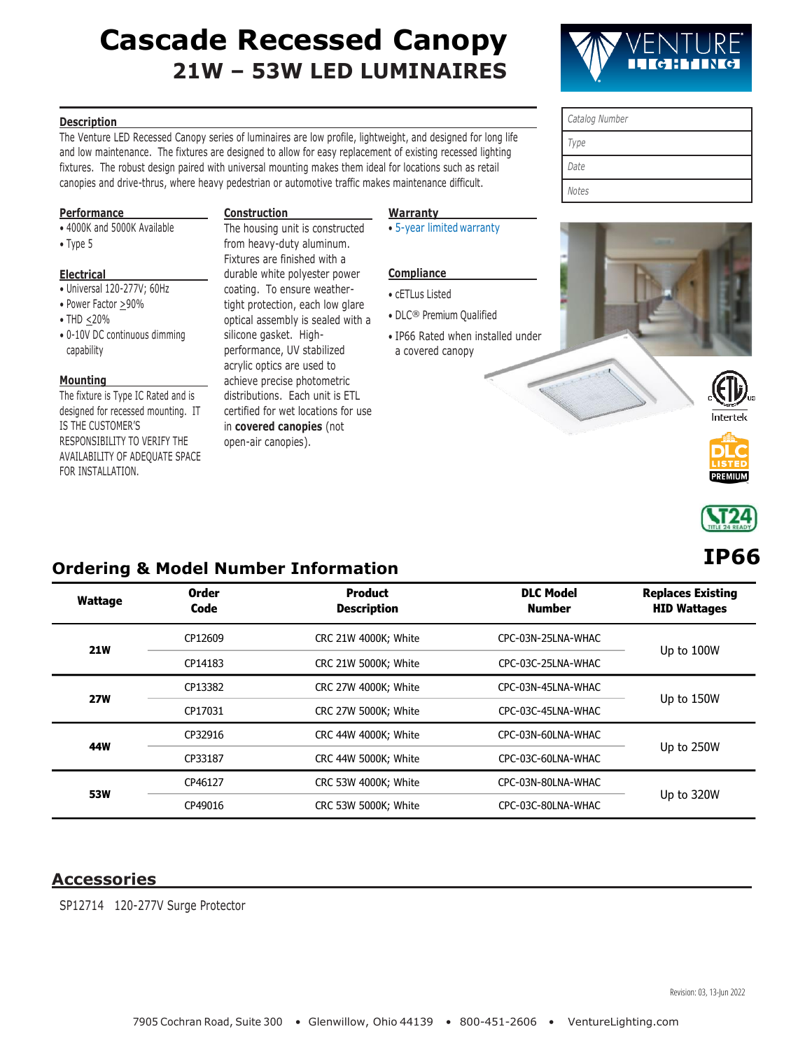# Cascade Recessed Canopy

## 21W – 53W LED LUMINAIRES

| Catalog Number |
|---|
| Type |
| Date |
| Notes |

### Description

The Venture LED Recessed Canopy series of luminaires are low profile, lightweight, and designed for long life and low maintenance. The fixtures are designed to allow for easy replacement of existing recessed lighting fixtures. The robust design paired with universal mounting makes them ideal for locations such as retail canopies and drive-thrus, where heavy pedestrian or automotive traffic makes maintenance difficult.

### Performance

- 4000K and 5000K Available
- Type 5

### Electrical

- Universal 120-277V; 60Hz
- Power Factor >90%
- THD <20%
- 0-10V DC continuous dimming capability

### Mounting

The fixture is Type IC Rated and is designed for recessed mounting. IT IS THE CUSTOMER'S RESPONSIBILITY TO VERIFY THE AVAILABILITY OF ADEQUATE SPACE FOR INSTALLATION.

### Construction

The housing unit is constructed from heavy-duty aluminum. Fixtures are finished with a durable white polyester power coating. To ensure weather-tight protection, each low glare optical assembly is sealed with a silicone gasket. High-performance, UV stabilized acrylic optics are used to achieve precise photometric distributions. Each unit is ETL certified for wet locations for use in **covered canopies** (not open-air canopies).

### Warranty

- 5-year limited warranty

### Compliance

- cETLus Listed
- DLC® Premium Qualified
- IP66 Rated when installed under a covered canopy

Intertek

DLC LISTED PREMIUM

T24 TITLE 24 READY

**IP66**

## Ordering & Model Number Information

| Wattage | Order Code | Product Description | DLC Model Number | Replaces Existing HID Wattages |
|---|---|---|---|---|
| **21W** | CP12609 | CRC 21W 4000K; White | CPC-03N-25LNA-WHAC | Up to 100W |
| | CP14183 | CRC 21W 5000K; White | CPC-03C-25LNA-WHAC | |
| **27W** | CP13382 | CRC 27W 4000K; White | CPC-03N-45LNA-WHAC | Up to 150W |
| | CP17031 | CRC 27W 5000K; White | CPC-03C-45LNA-WHAC | |
| **44W** | CP32916 | CRC 44W 4000K; White | CPC-03N-60LNA-WHAC | Up to 250W |
| | CP33187 | CRC 44W 5000K; White | CPC-03C-60LNA-WHAC | |
| **53W** | CP46127 | CRC 53W 4000K; White | CPC-03N-80LNA-WHAC | Up to 320W |
| | CP49016 | CRC 53W 5000K; White | CPC-03C-80LNA-WHAC | |

## Accessories

SP12714 120-277V Surge Protector

Revision: 03, 13-Jun 2022

7905 Cochran Road, Suite 300 • Glenwillow, Ohio 44139 • 800-451-2606 • VentureLighting.com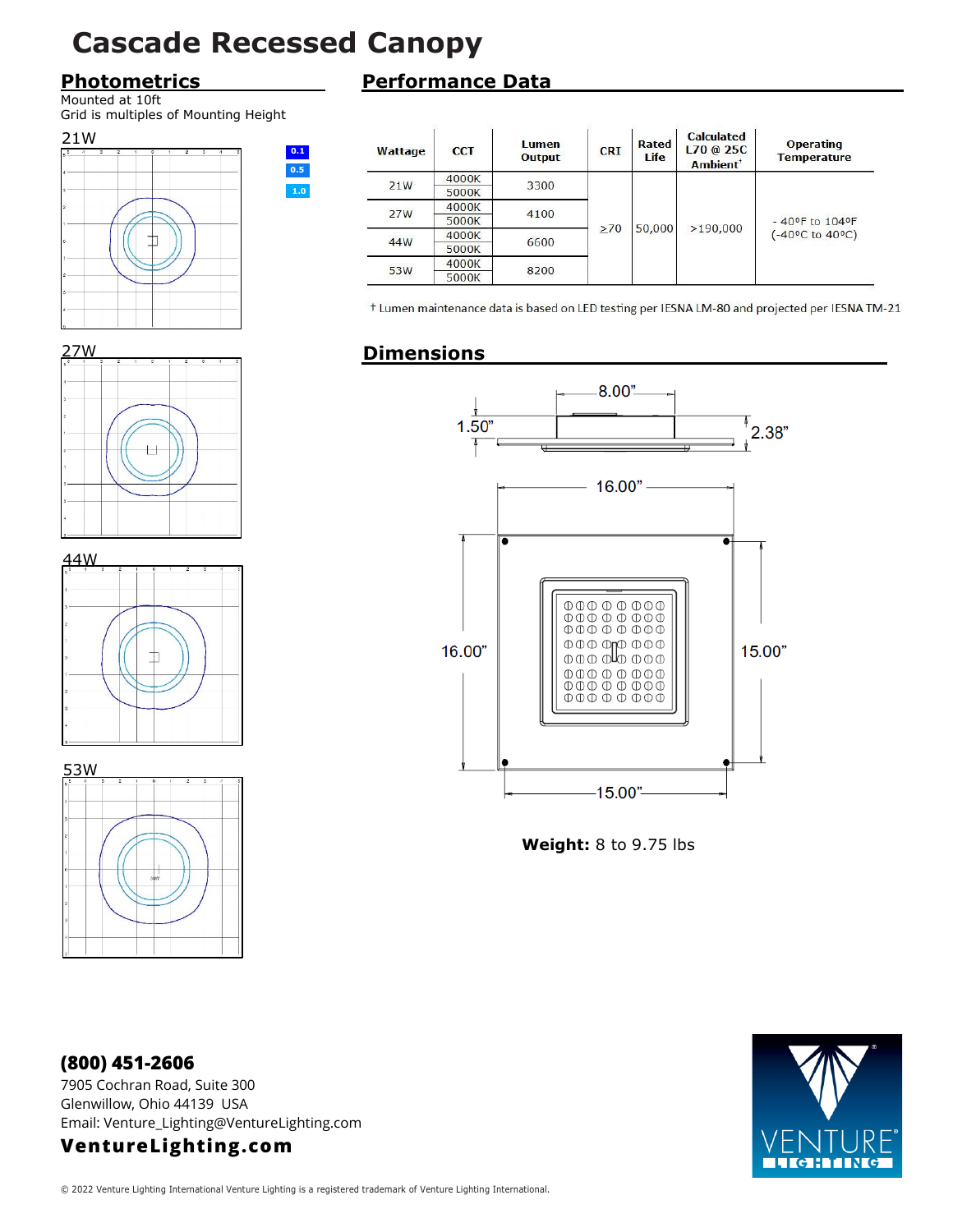# Cascade Recessed Canopy

## Photometrics

Mounted at 10ft
Grid is multiples of Mounting Height

21W

0.1
0.5
1.0

27W

44W

53W

## Performance Data

| Wattage | CCT | Lumen Output | CRI | Rated Life | Calculated L70 @ 25C Ambient† | Operating Temperature |
|---|---|---|---|---|---|---|
| 21W | 4000K | 3300 | ≥70 | 50,000 | >190,000 | - 40ºF to 104ºF (-40ºC to 40ºC) |
| | 5000K | | | | | |
| 27W | 4000K | 4100 | | | | |
| | 5000K | | | | | |
| 44W | 4000K | 6600 | | | | |
| | 5000K | | | | | |
| 53W | 4000K | 8200 | | | | |
| | 5000K | | | | | |

† Lumen maintenance data is based on LED testing per IESNA LM-80 and projected per IESNA TM-21

## Dimensions

8.00"
1.50"
2.38"
16.00"
16.00"
15.00"
15.00"

**Weight:** 8 to 9.75 lbs

**(800) 451-2606**
7905 Cochran Road, Suite 300
Glenwillow, Ohio 44139 USA
Email: Venture_Lighting@VentureLighting.com
**VentureLighting.com**

VENTURE LIGHTING

© 2022 Venture Lighting International Venture Lighting is a registered trademark of Venture Lighting International.